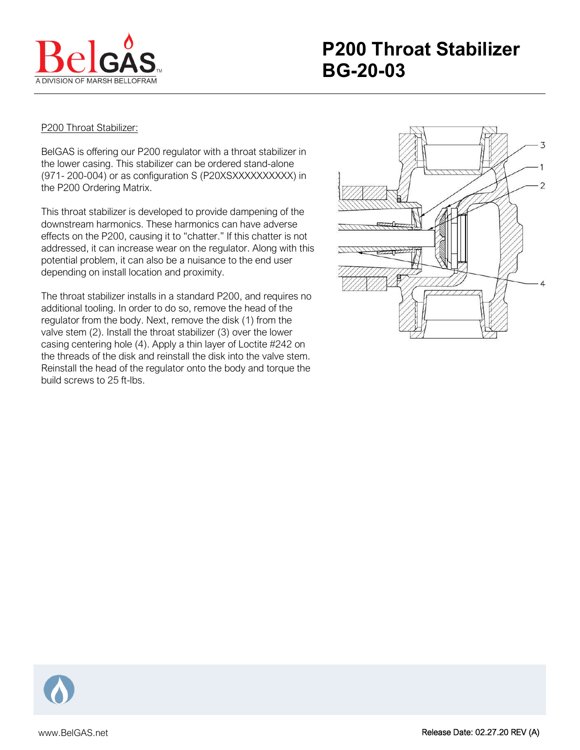# P200 Throat Stabilizer BG-20-03

P200 Throat Stabilizer:

BelGAS is offering our P200 regulator with a throat stabilizer in the lower casing. This stabilizer can be ordered stand-alone (971- 200-004) or as configuration S (P20XSXXXXXXXXXX) in the P200 Ordering Matrix.

This throat stabilizer is developed to provide dampening of the downstream harmonics. These harmonics can have adverse effects on the P200, causing it to "chatter." If this chatter is not addressed, it can increase wear on the regulator. Along with this potential problem, it can also be a nuisance to the end user depending on install location and proximity.

The throat stabilizer installs in a standard P200, and requires no additional tooling. In order to do so, remove the head of the regulator from the body. Next, remove the disk (1) from the valve stem (2). Install the throat stabilizer (3) over the lower casing centering hole (4). Apply a thin layer of Loctite #242 on the threads of the disk and reinstall the disk into the valve stem. Reinstall the head of the regulator onto the body and torque the build screws to 25 ft-lbs.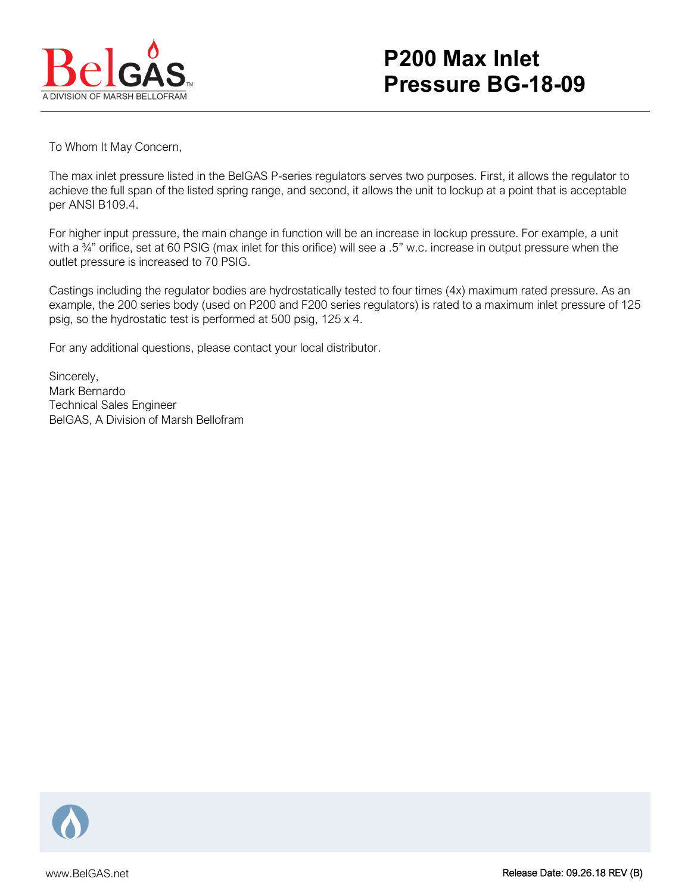# P200 Max Inlet Pressure BG-18-09

To Whom It May Concern,

The max inlet pressure listed in the BelGAS P-series regulators serves two purposes. First, it allows the regulator to achieve the full span of the listed spring range, and second, it allows the unit to lockup at a point that is acceptable per ANSI B109.4.

For higher input pressure, the main change in function will be an increase in lockup pressure. For example, a unit with a ¾" orifice, set at 60 PSIG (max inlet for this orifice) will see a .5" w.c. increase in output pressure when the outlet pressure is increased to 70 PSIG.

Castings including the regulator bodies are hydrostatically tested to four times (4x) maximum rated pressure. As an example, the 200 series body (used on P200 and F200 series regulators) is rated to a maximum inlet pressure of 125 psig, so the hydrostatic test is performed at 500 psig, 125 x 4.

For any additional questions, please contact your local distributor.

Sincerely,
Mark Bernardo
Technical Sales Engineer
BelGAS, A Division of Marsh Bellofram

www.BelGAS.net

Release Date: 09.26.18 REV (B)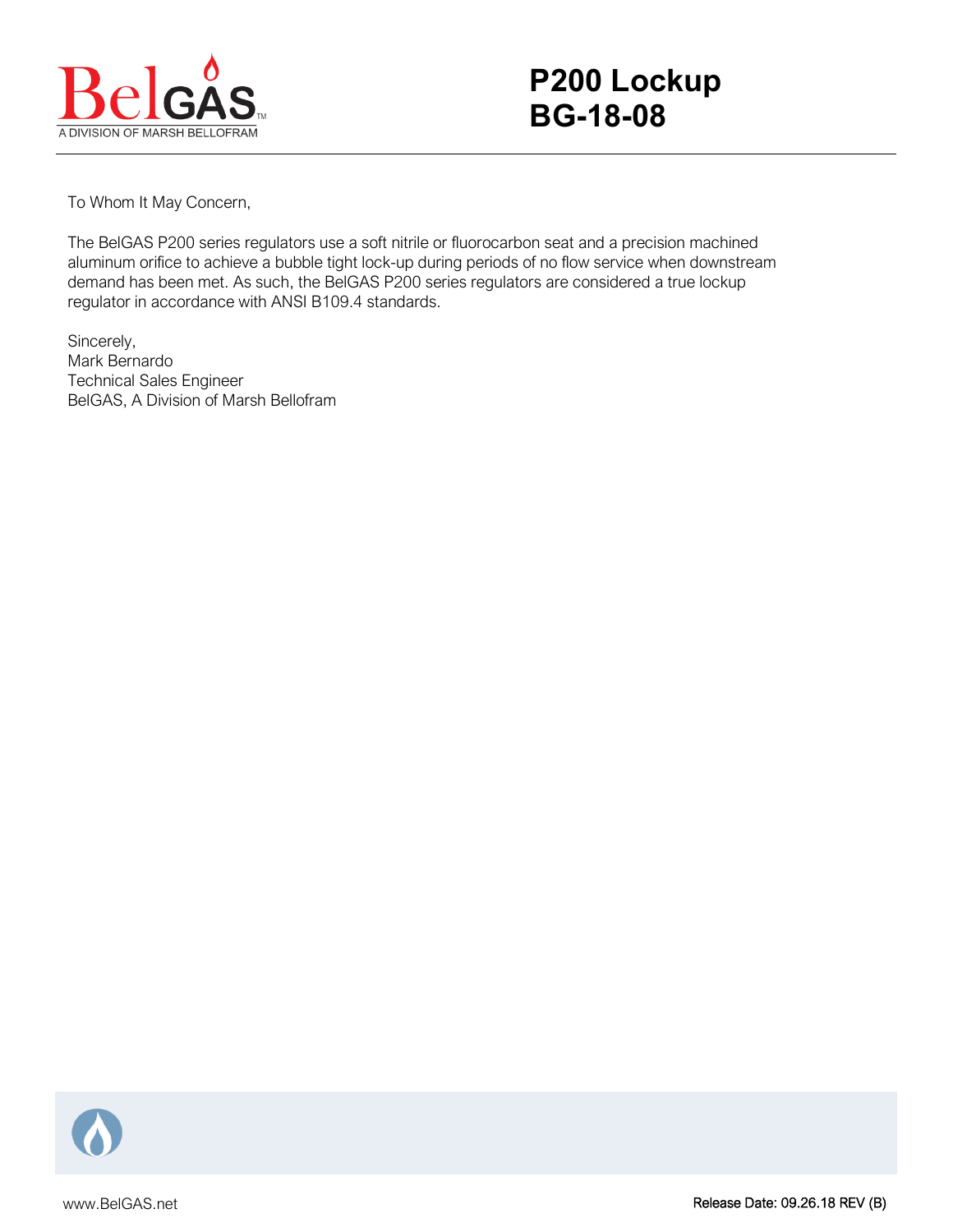# P200 Lockup
# BG-18-08

To Whom It May Concern,

The BelGAS P200 series regulators use a soft nitrile or fluorocarbon seat and a precision machined aluminum orifice to achieve a bubble tight lock-up during periods of no flow service when downstream demand has been met. As such, the BelGAS P200 series regulators are considered a true lockup regulator in accordance with ANSI B109.4 standards.

Sincerely,
Mark Bernardo
Technical Sales Engineer
BelGAS, A Division of Marsh Bellofram

www.BelGAS.net

Release Date: 09.26.18 REV (B)